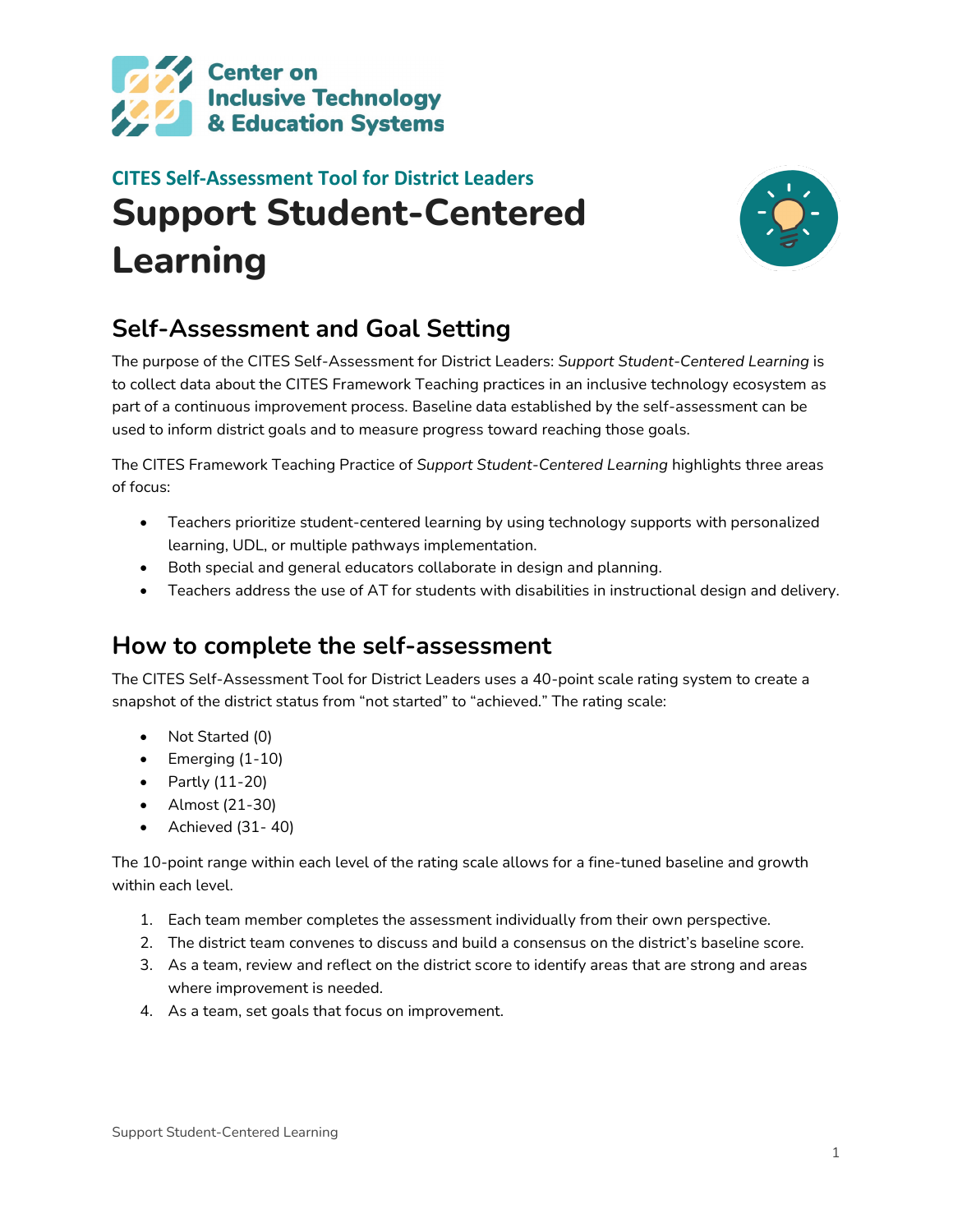Center on Inclusive Technology & Education Systems

CITES Self-Assessment Tool for District Leaders

# Support Student-Centered Learning

## Self-Assessment and Goal Setting

The purpose of the CITES Self-Assessment for District Leaders: *Support Student-Centered Learning* is to collect data about the CITES Framework Teaching practices in an inclusive technology ecosystem as part of a continuous improvement process. Baseline data established by the self-assessment can be used to inform district goals and to measure progress toward reaching those goals.

The CITES Framework Teaching Practice of *Support Student-Centered Learning* highlights three areas of focus:

- Teachers prioritize student-centered learning by using technology supports with personalized learning, UDL, or multiple pathways implementation.
- Both special and general educators collaborate in design and planning.
- Teachers address the use of AT for students with disabilities in instructional design and delivery.

## How to complete the self-assessment

The CITES Self-Assessment Tool for District Leaders uses a 40-point scale rating system to create a snapshot of the district status from “not started” to “achieved.” The rating scale:

- Not Started (0)
- Emerging (1-10)
- Partly (11-20)
- Almost (21-30)
- Achieved (31- 40)

The 10-point range within each level of the rating scale allows for a fine-tuned baseline and growth within each level.

1. Each team member completes the assessment individually from their own perspective.
2. The district team convenes to discuss and build a consensus on the district’s baseline score.
3. As a team, review and reflect on the district score to identify areas that are strong and areas where improvement is needed.
4. As a team, set goals that focus on improvement.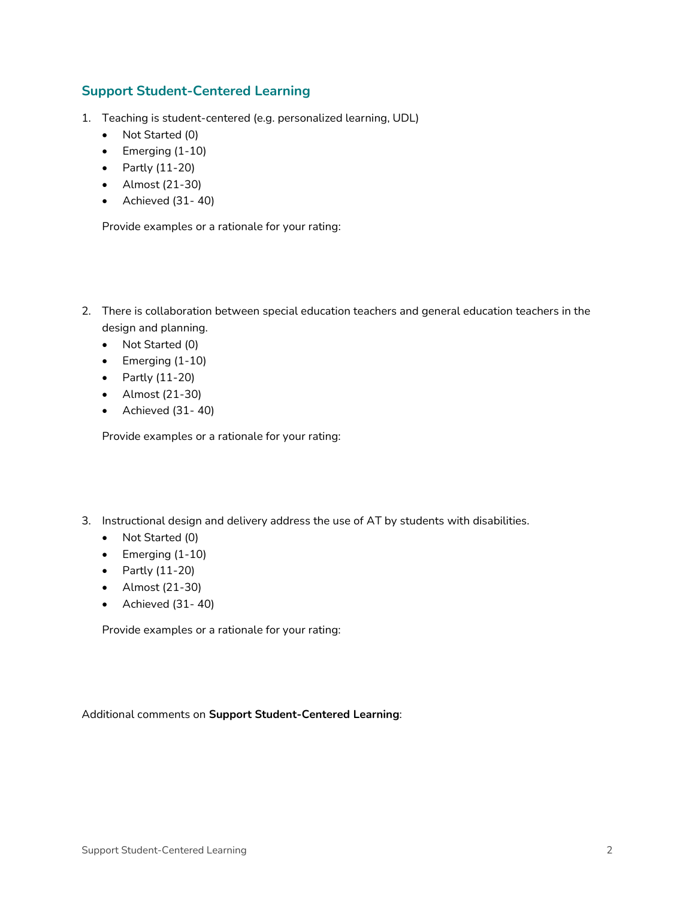## Support Student-Centered Learning

1. Teaching is student-centered (e.g. personalized learning, UDL)
   - Not Started (0)
   - Emerging (1-10)
   - Partly (11-20)
   - Almost (21-30)
   - Achieved (31- 40)

   Provide examples or a rationale for your rating:

2. There is collaboration between special education teachers and general education teachers in the design and planning.
   - Not Started (0)
   - Emerging (1-10)
   - Partly (11-20)
   - Almost (21-30)
   - Achieved (31- 40)

   Provide examples or a rationale for your rating:

3. Instructional design and delivery address the use of AT by students with disabilities.
   - Not Started (0)
   - Emerging (1-10)
   - Partly (11-20)
   - Almost (21-30)
   - Achieved (31- 40)

   Provide examples or a rationale for your rating:

Additional comments on **Support Student-Centered Learning**: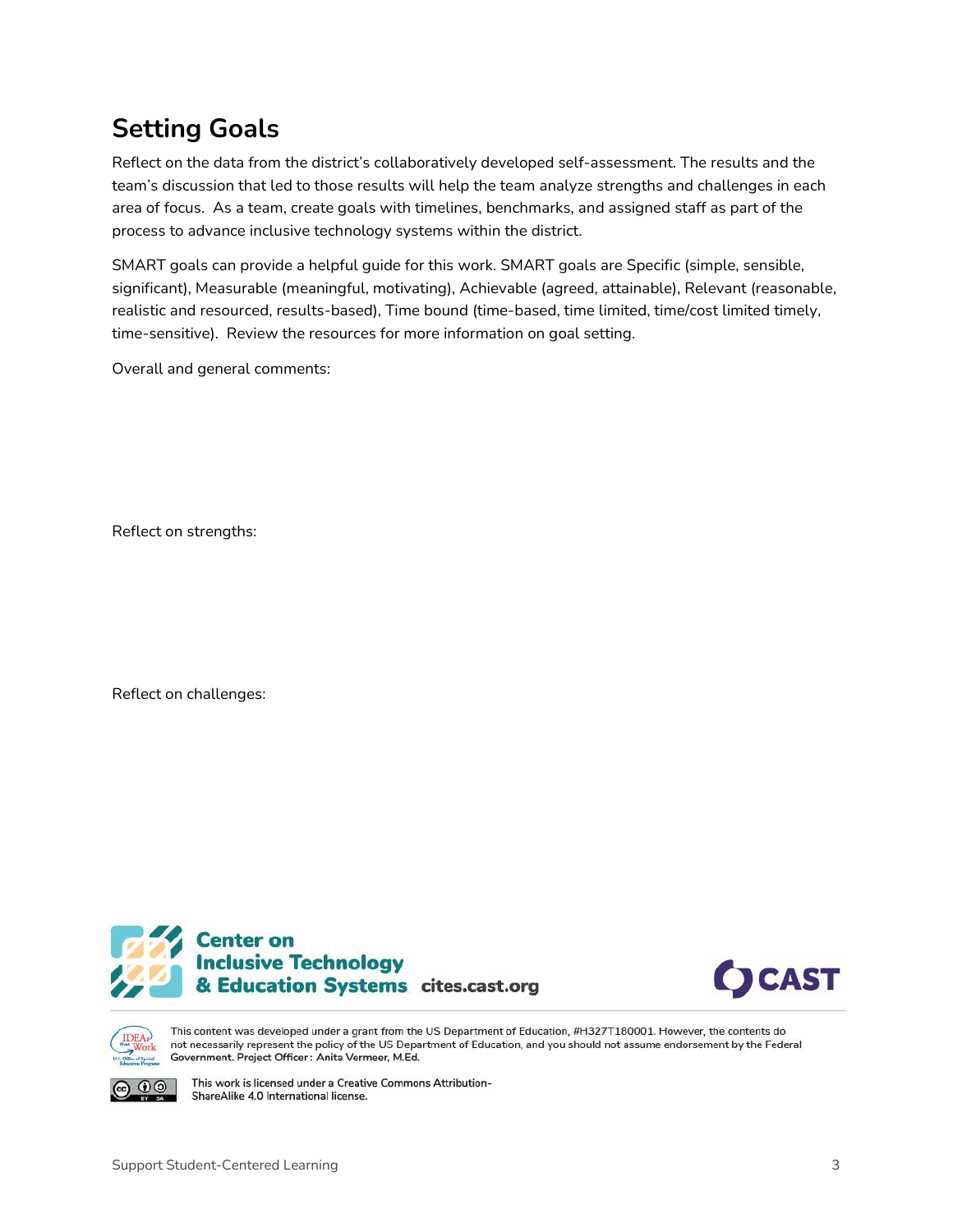## Setting Goals

Reflect on the data from the district's collaboratively developed self-assessment. The results and the team's discussion that led to those results will help the team analyze strengths and challenges in each area of focus. As a team, create goals with timelines, benchmarks, and assigned staff as part of the process to advance inclusive technology systems within the district.

SMART goals can provide a helpful guide for this work. SMART goals are Specific (simple, sensible, significant), Measurable (meaningful, motivating), Achievable (agreed, attainable), Relevant (reasonable, realistic and resourced, results-based), Time bound (time-based, time limited, time/cost limited timely, time-sensitive). Review the resources for more information on goal setting.

Overall and general comments:

Reflect on strengths:

Reflect on challenges:

Center on Inclusive Technology & Education Systems cites.cast.org

CAST

This content was developed under a grant from the US Department of Education, #H327T180001. However, the contents do not necessarily represent the policy of the US Department of Education, and you should not assume endorsement by the Federal Government. Project Officer: Anita Vermeer, M.Ed.

This work is licensed under a Creative Commons Attribution-ShareAlike 4.0 International license.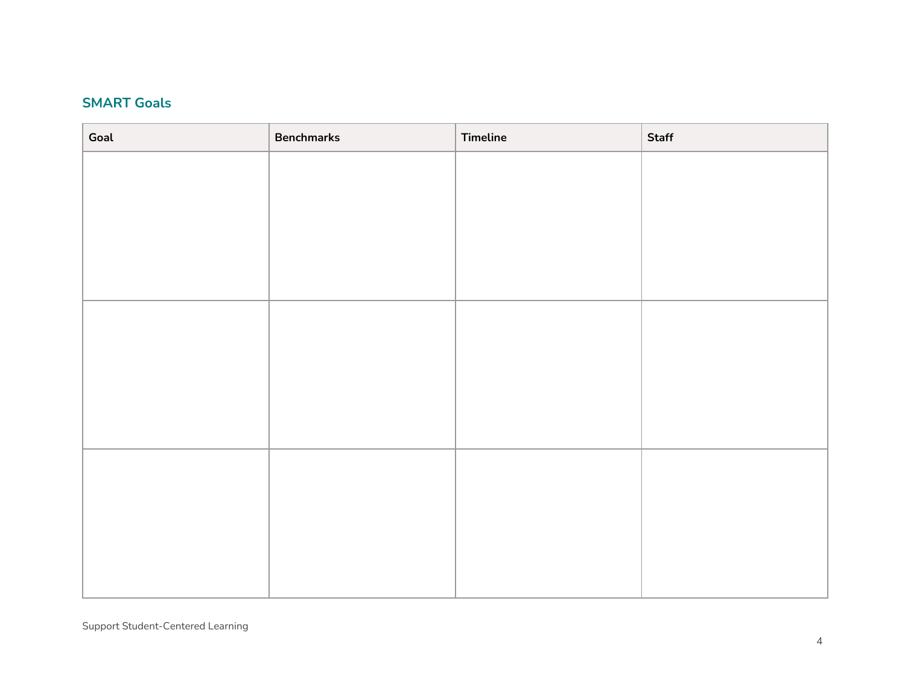### SMART Goals

| Goal | Benchmarks | Timeline | Staff |
|---|---|---|---|
| | | | |
| | | | |
| | | | |